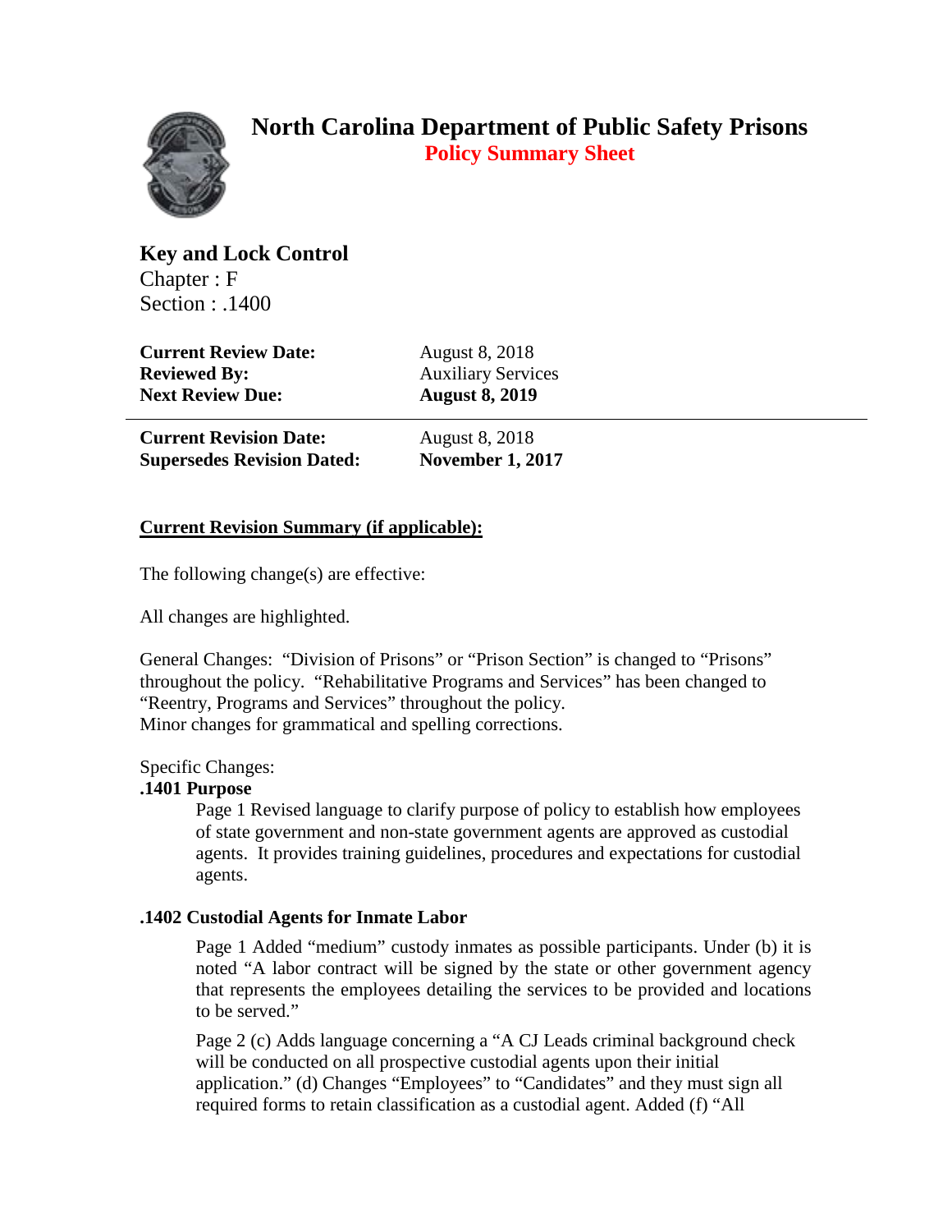# North Carolina Department of Public Safety Prisons

## Policy Summary Sheet

**Key and Lock Control**
Chapter : F
Section : .1400

| | |
|---|---|
| **Current Review Date:** | August 8, 2018 |
| **Reviewed By:** | Auxiliary Services |
| **Next Review Due:** | **August 8, 2019** |

| | |
|---|---|
| **Current Revision Date:** | August 8, 2018 |
| **Supersedes Revision Dated:** | **November 1, 2017** |

**Current Revision Summary (if applicable):**

The following change(s) are effective:

All changes are highlighted.

General Changes: "Division of Prisons" or "Prison Section" is changed to "Prisons" throughout the policy. "Rehabilitative Programs and Services" has been changed to "Reentry, Programs and Services" throughout the policy.
Minor changes for grammatical and spelling corrections.

Specific Changes:

**.1401 Purpose**

Page 1 Revised language to clarify purpose of policy to establish how employees of state government and non-state government agents are approved as custodial agents. It provides training guidelines, procedures and expectations for custodial agents.

**.1402 Custodial Agents for Inmate Labor**

Page 1 Added "medium" custody inmates as possible participants. Under (b) it is noted "A labor contract will be signed by the state or other government agency that represents the employees detailing the services to be provided and locations to be served."

Page 2 (c) Adds language concerning a "A CJ Leads criminal background check will be conducted on all prospective custodial agents upon their initial application." (d) Changes "Employees" to "Candidates" and they must sign all required forms to retain classification as a custodial agent. Added (f) "All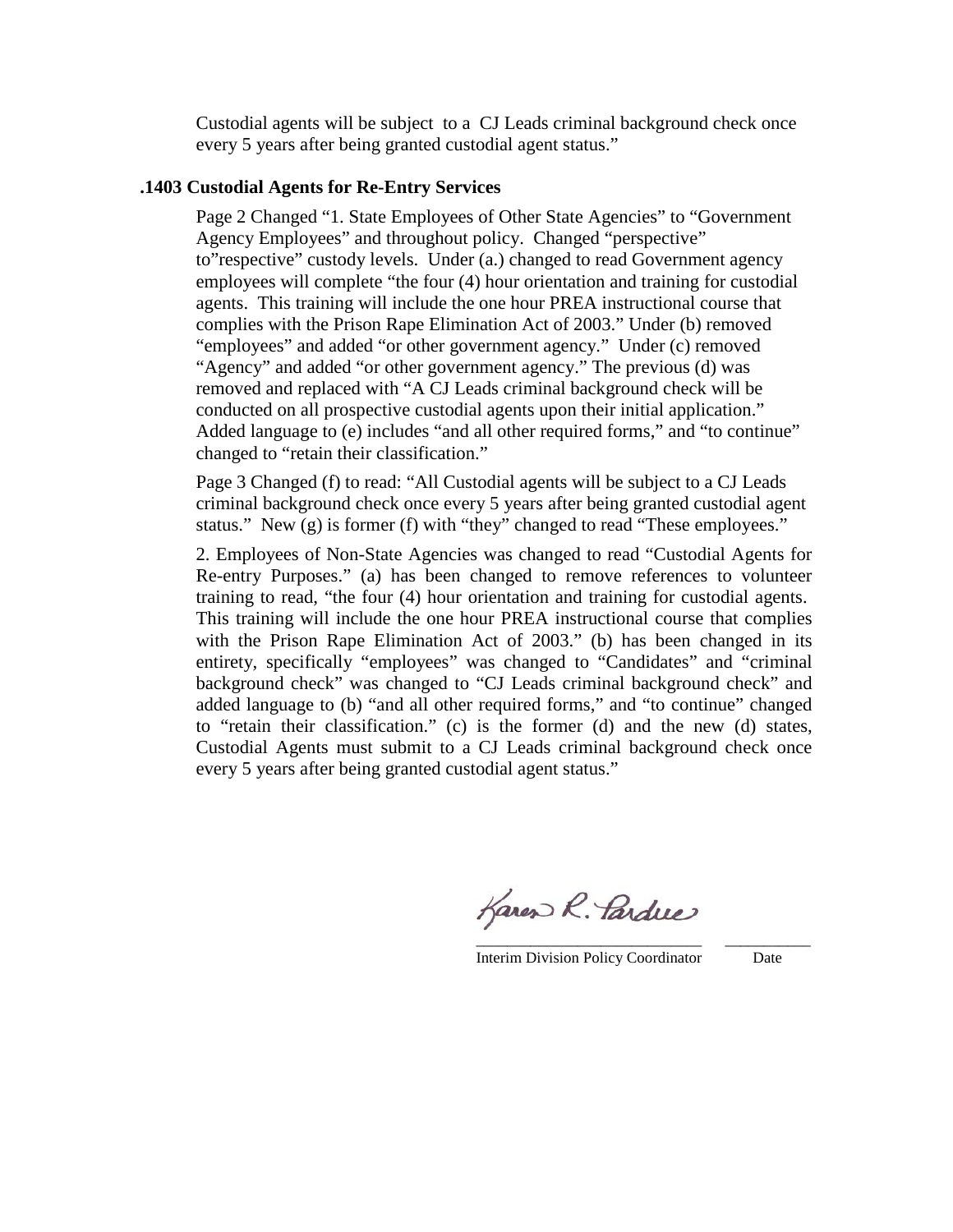Custodial agents will be subject to a CJ Leads criminal background check once every 5 years after being granted custodial agent status."

**.1403 Custodial Agents for Re-Entry Services**

Page 2 Changed "1. State Employees of Other State Agencies" to "Government Agency Employees" and throughout policy. Changed "perspective" to"respective" custody levels. Under (a.) changed to read Government agency employees will complete "the four (4) hour orientation and training for custodial agents. This training will include the one hour PREA instructional course that complies with the Prison Rape Elimination Act of 2003." Under (b) removed "employees" and added "or other government agency." Under (c) removed "Agency" and added "or other government agency." The previous (d) was removed and replaced with "A CJ Leads criminal background check will be conducted on all prospective custodial agents upon their initial application." Added language to (e) includes "and all other required forms," and "to continue" changed to "retain their classification."

Page 3 Changed (f) to read: "All Custodial agents will be subject to a CJ Leads criminal background check once every 5 years after being granted custodial agent status." New (g) is former (f) with "they" changed to read "These employees."

2. Employees of Non-State Agencies was changed to read "Custodial Agents for Re-entry Purposes." (a) has been changed to remove references to volunteer training to read, "the four (4) hour orientation and training for custodial agents. This training will include the one hour PREA instructional course that complies with the Prison Rape Elimination Act of 2003." (b) has been changed in its entirety, specifically "employees" was changed to "Candidates" and "criminal background check" was changed to "CJ Leads criminal background check" and added language to (b) "and all other required forms," and "to continue" changed to "retain their classification." (c) is the former (d) and the new (d) states, Custodial Agents must submit to a CJ Leads criminal background check once every 5 years after being granted custodial agent status."

Karen R. Pardue

Interim Division Policy Coordinator &nbsp;&nbsp;&nbsp;&nbsp; Date